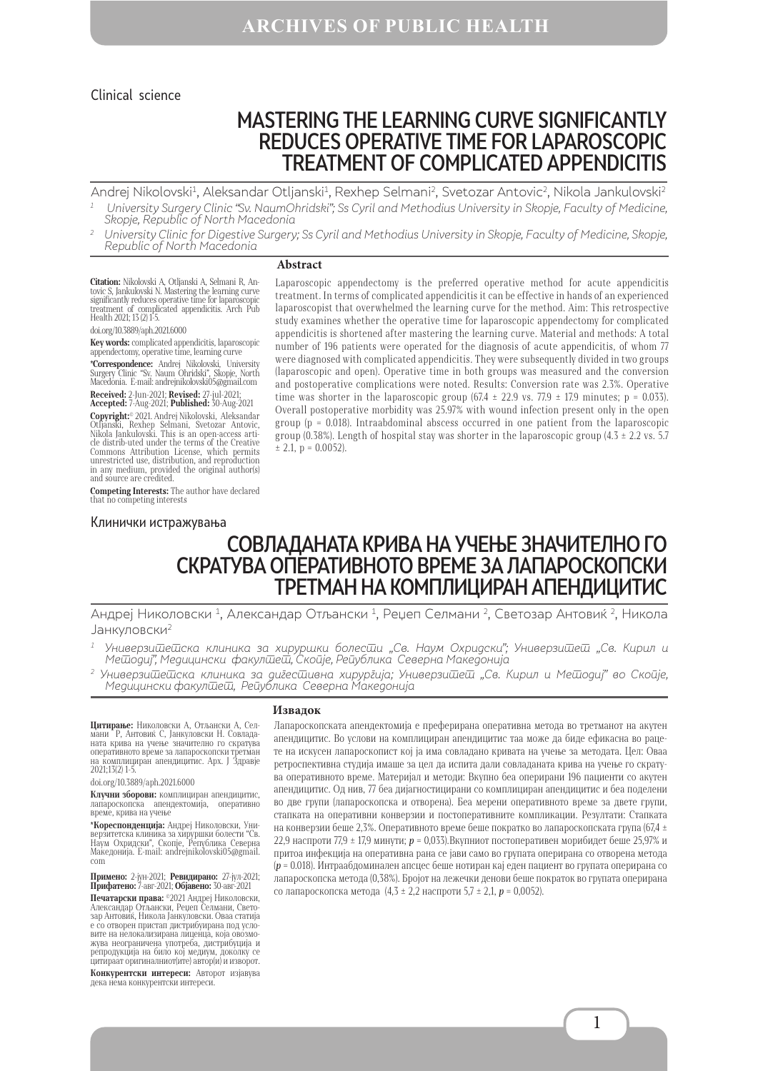Clinical science

# MASTERING THE LEARNING CURVE SIGNIFICANTLY REDUCES OPERATIVE TIME FOR LAPAROSCOPIC TREATMENT OF COMPLICATED APPENDICITIS

Andrej Nikolovski[1], Aleksandar Otljanski[1], Rexhep Selmani[2], Svetozar Antovic[2], Nikola Jankulovski[2]

[1] *University Surgery Clinic "Sv. NaumOhridski"; Ss Cyril and Methodius University in Skopje, Faculty of Medicine, Skopje, Republic of North Macedonia*

[2] *University Clinic for Digestive Surgery; Ss Cyril and Methodius University in Skopje, Faculty of Medicine, Skopje, Republic of North Macedonia*

**Citation:** Nikolovski A, Otljanski A, Selmani R, Antovic S, Jankulovski N. Mastering the learning curve significantly reduces operative time for laparoscopic treatment of complicated appendicitis. Arch Pub Health 2021; 13 (2) 1-5.

doi.org/10.3889/aph.2021.6000

**Key words:** complicated appendicitis, laparoscopic appendectomy, operative time, learning curve

**\*Correspondence:** Andrej Nikolovski, University Surgery Clinic "Sv. Naum Ohridski", Skopje, North Macedonia. E-mail: andrejnikolovski05@gmail.com

**Received:** 2-Jun-2021; **Revised:** 27-jul-2021; **Accepted:** 7-Aug-2021; **Published:** 30-Aug-2021

**Copyright:**© 2021. Andrej Nikolovski, Aleksandar Otljanski, Rexhep Selmani, Svetozar Antovic, Nikola Jankulovski. This is an open-access article distrib-uted under the terms of the Creative Commons Attribution License, which permits unrestricted use, distribution, and reproduction in any medium, provided the original author(s) and source are credited.

**Competing Interests:** The author have declared that no competing interests

## Abstract

Laparoscopic appendectomy is the preferred operative method for acute appendicitis treatment. In terms of complicated appendicitis it can be effective in hands of an experienced laparoscopist that overwhelmed the learning curve for the method. Aim: This retrospective study examines whether the operative time for laparoscopic appendectomy for complicated appendicitis is shortened after mastering the learning curve. Material and methods: A total number of 196 patients were operated for the diagnosis of acute appendicitis, of whom 77 were diagnosed with complicated appendicitis. They were subsequently divided in two groups (laparoscopic and open). Operative time in both groups was measured and the conversion and postoperative complications were noted. Results: Conversion rate was 2.3%. Operative time was shorter in the laparoscopic group (67.4 ± 22.9 vs. 77.9 ± 17.9 minutes; p = 0.033). Overall postoperative morbidity was 25.97% with wound infection present only in the open group (p = 0.018). Intraabdominal abscess occurred in one patient from the laparoscopic group (0.38%). Length of hospital stay was shorter in the laparoscopic group (4.3 ± 2.2 vs. 5.7 ± 2.1, p = 0.0052).

Клинички истражувања

# СОВЛАДАНАТА КРИВА НА УЧЕЊЕ ЗНАЧИТЕЛНО ГО СКРАТУВА ОПЕРАТИВНОТО ВРЕМЕ ЗА ЛАПАРОСКОПСКИ ТРЕТМАН НА КОМПЛИЦИРАН АПЕНДИЦИТИС

Андреј Николовски [1], Александар Отљански [1], Реџеп Селмани [2], Светозар Антовиќ [2], Никола Јанкуловски[2]

[1] *Универзитетска клиника за хируршки болести „Св. Наум Охридски"; Универзитет „Св. Кирил и Методиј", Медицински факултет, Скопје, Република Северна Македонија*

[2] *Универзитетска клиника за дигестивна хирургија; Универзитет „Св. Кирил и Методиј" во Скопје, Медицински факултет, Република Северна Македонија*

**Цитирање:** Николовски А, Отљански А, Селмани Р, Антовиќ С, Јанкуловски Н. Совладаната крива на учење значително го скратува оперативното време за лапароскопски третман на комплициран апендицитис. Арх. Ј Здравје 2021;13(2) 1-5.

doi.org/10.3889/aph.2021.6000

**Клучни зборови:** комплициран апендицитис, лапароскопска апендектомија, оперативно време, крива на учење

**\*Кореспонденција:** Андреј Николовски, Универзитетска клиника за хируршки болести "Св. Наум Охридски", Скопје, Република Северна Македонија. E-mail: andrejnikolovski05@gmail.com

**Примено:** 2-јун-2021; **Ревидирано:** 27-јул-2021; **Прифатено:** 7-авг-2021; **Објавено:** 30-авг-2021

**Печатарски права:** ©2021 Андреј Николовски, Александар Отљански, Реџеп Селмани, Светозар Антовиќ, Никола Јанкуловски. Оваа статија е со отворен пристап дистрибуирана под условите на нелокализирана лиценца, која овозможува неограничена употреба, дистрибуција и репродукција на било кој медиум, доколку се цитираат оригиналниот(ите) автор(и) и изворот.

**Конкурентски интереси:** Авторот изјавува дека нема конкурентски интереси.

## Извадок

Лапароскопската апендектомија е преферирана оперативна метода во третманот на акутен апендицитис. Во услови на комплициран апендицитис таа може да биде ефикасна во рацете на искусен лапароскопист кој ја има совладано кривата на учење за методата. Цел: Оваа ретроспективна студија имаше за цел да испита дали совладаната крива на учење го скратува оперативното време. Материјал и методи: Вкупно беа оперирани 196 пациенти со акутен апендицитис. Од нив, 77 беа дијагностицирани со комплициран апендицитис и беа поделени во две групи (лапароскопска и отворена). Беа мерени оперативното време за двете групи, стапката на оперативни конверзии и постоперативните компликации. Резултати: Стапката на конверзии беше 2,3%. Оперативното време беше пократко во лапароскопска група (67,4 ± 22,9 наспроти 77,9 ± 17,9 минути; ***p*** = 0,033).Вкупниот постоперативен морибидет беше 25,97% и притоа инфекција на оперативна рана се јави само во групата оперирана со отворена метода (***p*** = 0.018). Интраабдоминален апсцес беше нотиран кај еден пациент во групата оперирана со лапароскопска метода (0,38%). Бројот на лежечки денови беше пократок во групата оперирана со лапароскопска метода (4,3 ± 2,2 наспроти 5,7 ± 2,1, ***p*** = 0,0052).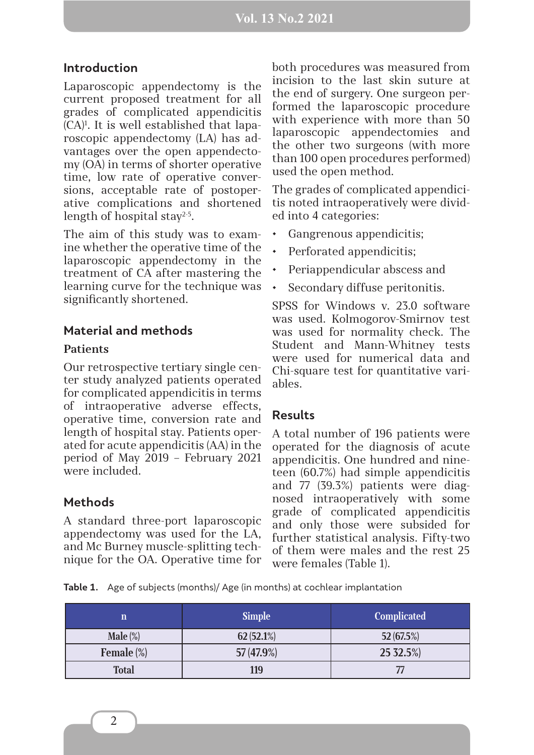## Introduction

Laparoscopic appendectomy is the current proposed treatment for all grades of complicated appendicitis (CA)[1]. It is well established that laparoscopic appendectomy (LA) has advantages over the open appendectomy (OA) in terms of shorter operative time, low rate of operative conversions, acceptable rate of postoperative complications and shortened length of hospital stay[2-5].

The aim of this study was to examine whether the operative time of the laparoscopic appendectomy in the treatment of CA after mastering the learning curve for the technique was significantly shortened.

## Material and methods

### Patients

Our retrospective tertiary single center study analyzed patients operated for complicated appendicitis in terms of intraoperative adverse effects, operative time, conversion rate and length of hospital stay. Patients operated for acute appendicitis (AA) in the period of May 2019 – February 2021 were included.

## Methods

A standard three-port laparoscopic appendectomy was used for the LA, and Mc Burney muscle-splitting technique for the OA. Operative time for both procedures was measured from incision to the last skin suture at the end of surgery. One surgeon performed the laparoscopic procedure with experience with more than 50 laparoscopic appendectomies and the other two surgeons (with more than 100 open procedures performed) used the open method.

The grades of complicated appendicitis noted intraoperatively were divided into 4 categories:

- Gangrenous appendicitis;
- Perforated appendicitis;
- Periappendicular abscess and
- Secondary diffuse peritonitis.

SPSS for Windows v. 23.0 software was used. Kolmogorov-Smirnov test was used for normality check. The Student and Mann-Whitney tests were used for numerical data and Chi-square test for quantitative variables.

## Results

A total number of 196 patients were operated for the diagnosis of acute appendicitis. One hundred and nineteen (60.7%) had simple appendicitis and 77 (39.3%) patients were diagnosed intraoperatively with some grade of complicated appendicitis and only those were subsided for further statistical analysis. Fifty-two of them were males and the rest 25 were females (Table 1).

**Table 1.** Age of subjects (months)/ Age (in months) at cochlear implantation

| n | Simple | Complicated |
|---|---|---|
| **Male** (%) | 62 (52.1%) | 52 (67.5%) |
| **Female** (%) | 57 (47.9%) | 25 32.5%) |
| **Total** | 119 | 77 |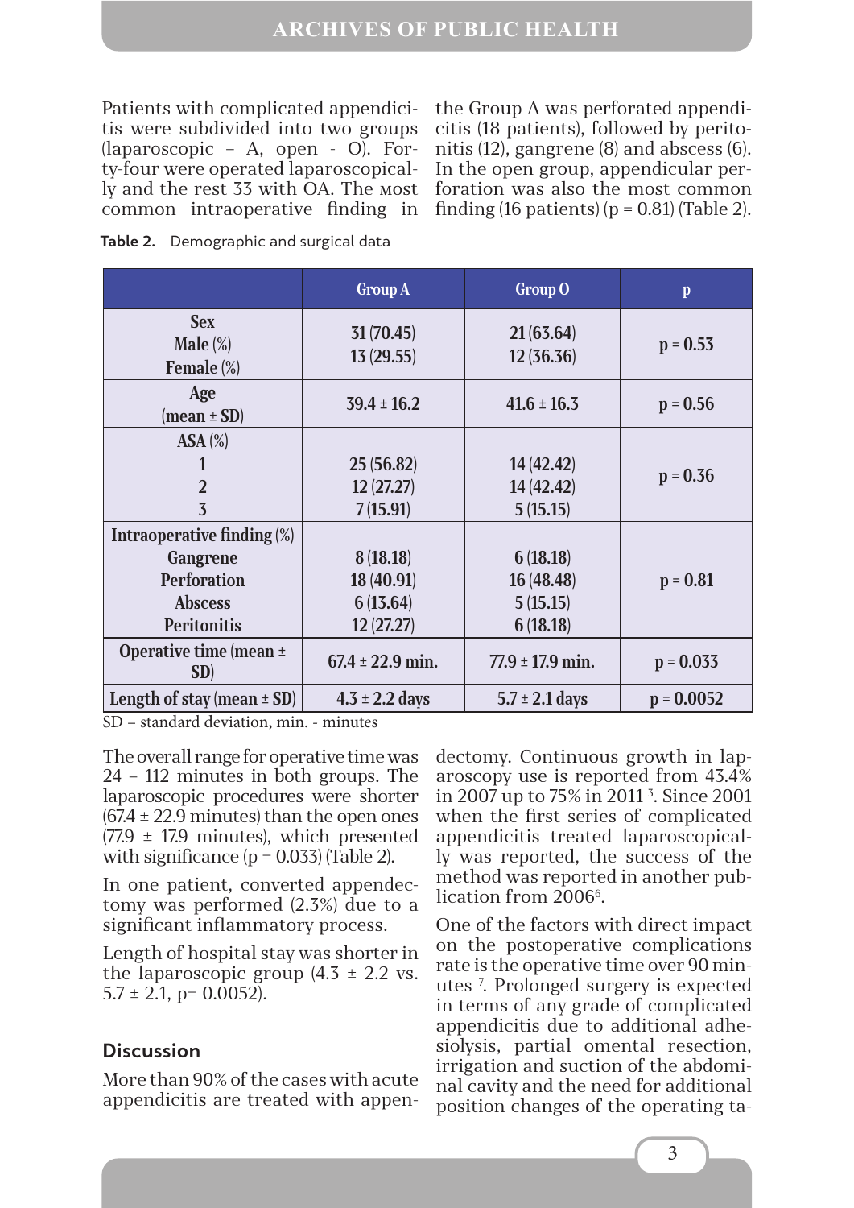Patients with complicated appendicitis were subdivided into two groups (laparoscopic – A, open - O). Forty-four were operated laparoscopically and the rest 33 with OA. The most common intraoperative finding in the Group A was perforated appendicitis (18 patients), followed by peritonitis (12), gangrene (8) and abscess (6). In the open group, appendicular perforation was also the most common finding (16 patients) (p = 0.81) (Table 2).

**Table 2.** Demographic and surgical data

| | Group A | Group O | p |
|---|---|---|---|
| **Sex**<br>**Male** (%)<br>**Female** (%) | 31 (70.45)<br>13 (29.55) | 21 (63.64)<br>12 (36.36) | p = 0.53 |
| **Age**<br>(**mean ± SD**) | 39.4 ± 16.2 | 41.6 ± 16.3 | p = 0.56 |
| **ASA** (%)<br>**1**<br>**2**<br>**3** | 25 (56.82)<br>12 (27.27)<br>7 (15.91) | 14 (42.42)<br>14 (42.42)<br>5 (15.15) | p = 0.36 |
| **Intraoperative finding** (%)<br>**Gangrene**<br>**Perforation**<br>**Abscess**<br>**Peritonitis** | 8 (18.18)<br>18 (40.91)<br>6 (13.64)<br>12 (27.27) | 6 (18.18)<br>16 (48.48)<br>5 (15.15)<br>6 (18.18) | p = 0.81 |
| **Operative time (mean ± SD)** | 67.4 ± 22.9 min. | 77.9 ± 17.9 min. | p = 0.033 |
| **Length of stay (mean ± SD)** | 4.3 ± 2.2 days | 5.7 ± 2.1 days | p = 0.0052 |

SD – standard deviation, min. - minutes

The overall range for operative time was 24 – 112 minutes in both groups. The laparoscopic procedures were shorter (67.4 ± 22.9 minutes) than the open ones (77.9 ± 17.9 minutes), which presented with significance (p = 0.033) (Table 2).

In one patient, converted appendectomy was performed (2.3%) due to a significant inflammatory process.

Length of hospital stay was shorter in the laparoscopic group (4.3 ± 2.2 vs. 5.7 ± 2.1, p= 0.0052).

## Discussion

More than 90% of the cases with acute appendicitis are treated with appendectomy. Continuous growth in laparoscopy use is reported from 43.4% in 2007 up to 75% in 2011 [3]. Since 2001 when the first series of complicated appendicitis treated laparoscopically was reported, the success of the method was reported in another publication from 2006[6].

One of the factors with direct impact on the postoperative complications rate is the operative time over 90 minutes [7]. Prolonged surgery is expected in terms of any grade of complicated appendicitis due to additional adhesiolysis, partial omental resection, irrigation and suction of the abdominal cavity and the need for additional position changes of the operating ta-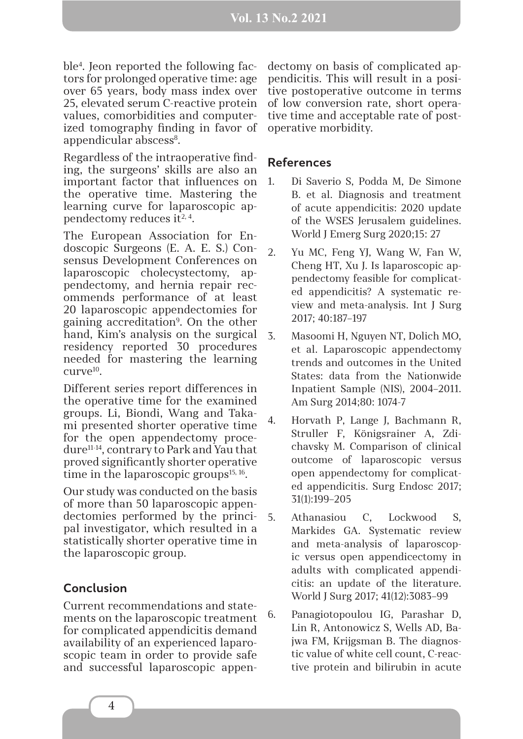ble[4]. Jeon reported the following factors for prolonged operative time: age over 65 years, body mass index over 25, elevated serum C-reactive protein values, comorbidities and computerized tomography finding in favor of appendicular abscess[8].

Regardless of the intraoperative finding, the surgeons' skills are also an important factor that influences on the operative time. Mastering the learning curve for laparoscopic appendectomy reduces it[2, 4].

The European Association for Endoscopic Surgeons (E. A. E. S.) Consensus Development Conferences on laparoscopic cholecystectomy, appendectomy, and hernia repair recommends performance of at least 20 laparoscopic appendectomies for gaining accreditation[9]. On the other hand, Kim's analysis on the surgical residency reported 30 procedures needed for mastering the learning curve[10].

Different series report differences in the operative time for the examined groups. Li, Biondi, Wang and Takami presented shorter operative time for the open appendectomy procedure[11-14], contrary to Park and Yau that proved significantly shorter operative time in the laparoscopic groups[15, 16].

Our study was conducted on the basis of more than 50 laparoscopic appendectomies performed by the principal investigator, which resulted in a statistically shorter operative time in the laparoscopic group.

## Conclusion

Current recommendations and statements on the laparoscopic treatment for complicated appendicitis demand availability of an experienced laparoscopic team in order to provide safe and successful laparoscopic appendectomy on basis of complicated appendicitis. This will result in a positive postoperative outcome in terms of low conversion rate, short operative time and acceptable rate of postoperative morbidity.

## References

1. Di Saverio S, Podda M, De Simone B. et al. Diagnosis and treatment of acute appendicitis: 2020 update of the WSES Jerusalem guidelines. World J Emerg Surg 2020;15: 27
2. Yu MC, Feng YJ, Wang W, Fan W, Cheng HT, Xu J. Is laparoscopic appendectomy feasible for complicated appendicitis? A systematic review and meta-analysis. Int J Surg 2017; 40:187–197
3. Masoomi H, Nguyen NT, Dolich MO, et al. Laparoscopic appendectomy trends and outcomes in the United States: data from the Nationwide Inpatient Sample (NIS), 2004–2011. Am Surg 2014;80: 1074-7
4. Horvath P, Lange J, Bachmann R, Struller F, Königsrainer A, Zdichavsky M. Comparison of clinical outcome of laparoscopic versus open appendectomy for complicated appendicitis. Surg Endosc 2017; 31(1):199–205
5. Athanasiou C, Lockwood S, Markides GA. Systematic review and meta-analysis of laparoscopic versus open appendicectomy in adults with complicated appendicitis: an update of the literature. World J Surg 2017; 41(12):3083–99
6. Panagiotopoulou IG, Parashar D, Lin R, Antonowicz S, Wells AD, Bajwa FM, Krijgsman B. The diagnostic value of white cell count, C-reactive protein and bilirubin in acute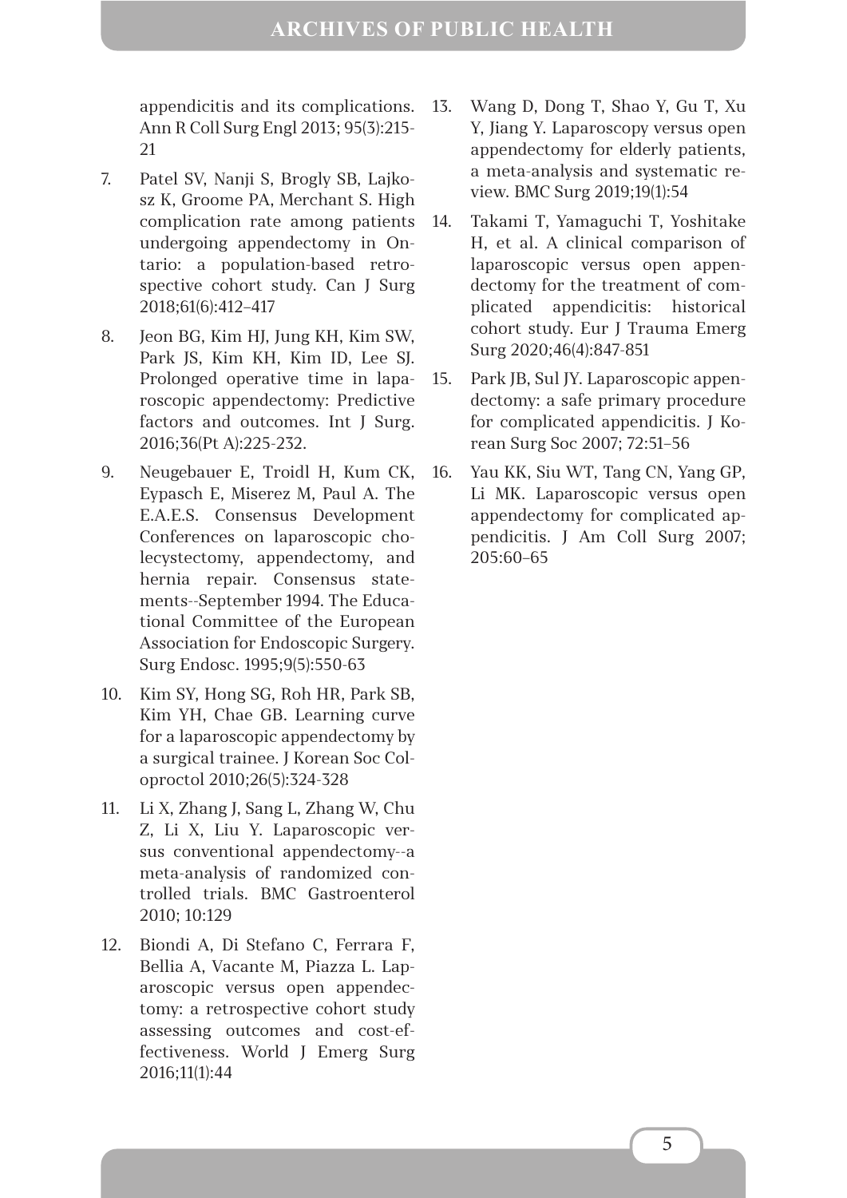appendicitis and its complications. Ann R Coll Surg Engl 2013; 95(3):215-21

7. Patel SV, Nanji S, Brogly SB, Lajkosz K, Groome PA, Merchant S. High complication rate among patients undergoing appendectomy in Ontario: a population-based retrospective cohort study. Can J Surg 2018;61(6):412–417

8. Jeon BG, Kim HJ, Jung KH, Kim SW, Park JS, Kim KH, Kim ID, Lee SJ. Prolonged operative time in laparoscopic appendectomy: Predictive factors and outcomes. Int J Surg. 2016;36(Pt A):225-232.

9. Neugebauer E, Troidl H, Kum CK, Eypasch E, Miserez M, Paul A. The E.A.E.S. Consensus Development Conferences on laparoscopic cholecystectomy, appendectomy, and hernia repair. Consensus statements--September 1994. The Educational Committee of the European Association for Endoscopic Surgery. Surg Endosc. 1995;9(5):550-63

10. Kim SY, Hong SG, Roh HR, Park SB, Kim YH, Chae GB. Learning curve for a laparoscopic appendectomy by a surgical trainee. J Korean Soc Coloproctol 2010;26(5):324-328

11. Li X, Zhang J, Sang L, Zhang W, Chu Z, Li X, Liu Y. Laparoscopic versus conventional appendectomy--a meta-analysis of randomized controlled trials. BMC Gastroenterol 2010; 10:129

12. Biondi A, Di Stefano C, Ferrara F, Bellia A, Vacante M, Piazza L. Laparoscopic versus open appendectomy: a retrospective cohort study assessing outcomes and cost-effectiveness. World J Emerg Surg 2016;11(1):44

13. Wang D, Dong T, Shao Y, Gu T, Xu Y, Jiang Y. Laparoscopy versus open appendectomy for elderly patients, a meta-analysis and systematic review. BMC Surg 2019;19(1):54

14. Takami T, Yamaguchi T, Yoshitake H, et al. A clinical comparison of laparoscopic versus open appendectomy for the treatment of complicated appendicitis: historical cohort study. Eur J Trauma Emerg Surg 2020;46(4):847-851

15. Park JB, Sul JY. Laparoscopic appendectomy: a safe primary procedure for complicated appendicitis. J Korean Surg Soc 2007; 72:51–56

16. Yau KK, Siu WT, Tang CN, Yang GP, Li MK. Laparoscopic versus open appendectomy for complicated appendicitis. J Am Coll Surg 2007; 205:60–65